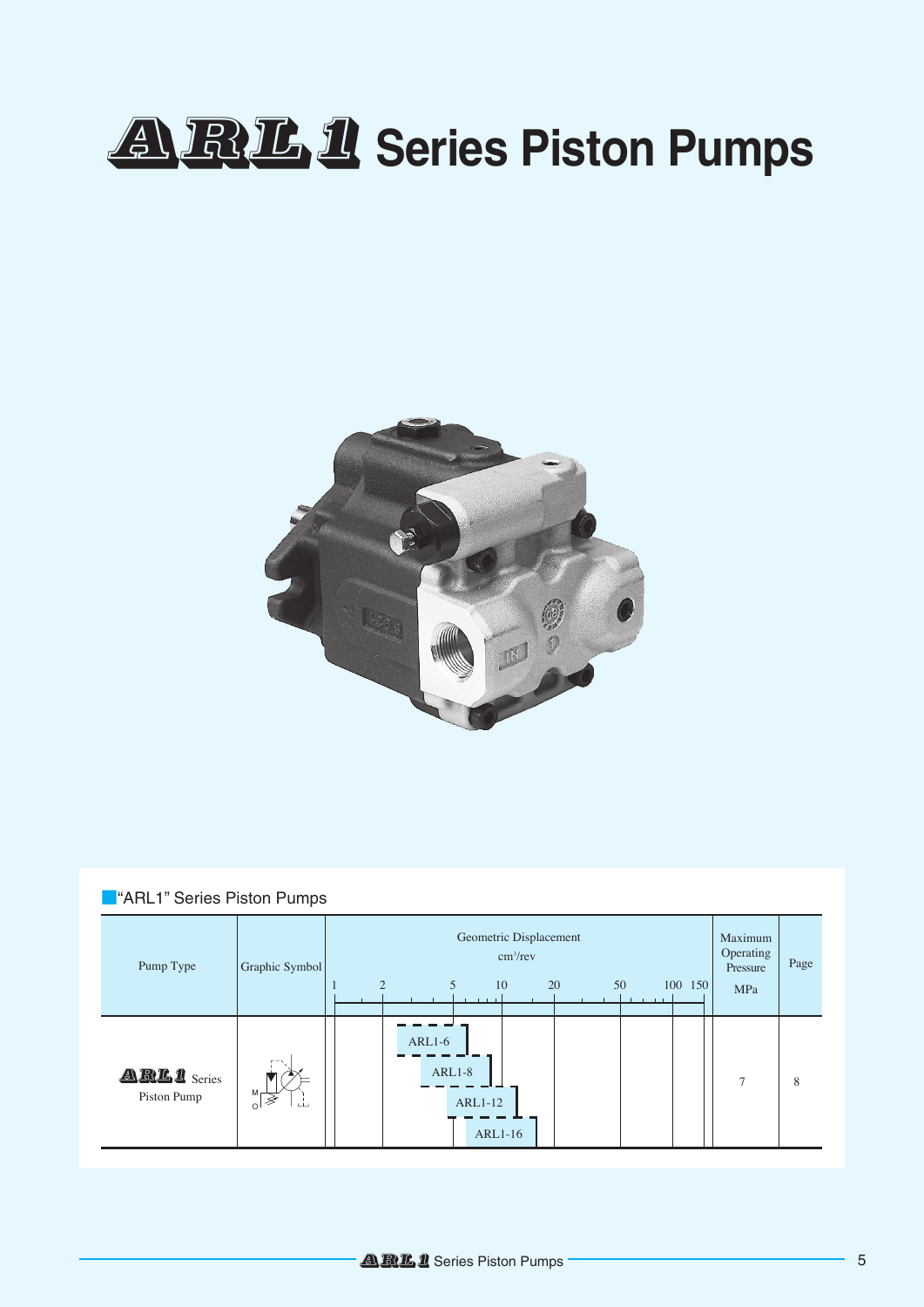# ARL1 Series Piston Pumps

■"ARL1" Series Piston Pumps

| Pump Type | Graphic Symbol | Geometric Displacement cm³/rev | Maximum Operating Pressure MPa | Page |
|---|---|---|---|---|
| ARL1 Series Piston Pump | | ARL1-6<br>ARL1-8<br>ARL1-12<br>ARL1-16 | 7 | 8 |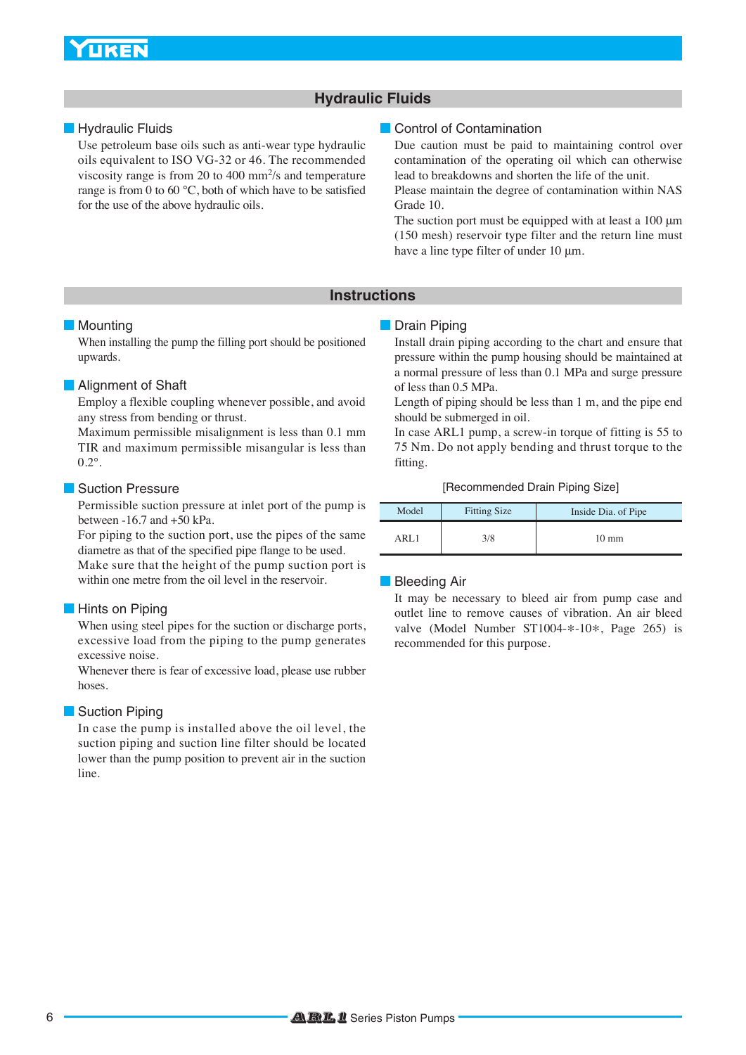## Hydraulic Fluids

### Hydraulic Fluids

Use petroleum base oils such as anti-wear type hydraulic oils equivalent to ISO VG-32 or 46. The recommended viscosity range is from 20 to 400 $mm^2/s$ and temperature range is from 0 to 60 °C, both of which have to be satisfied for the use of the above hydraulic oils.

### Control of Contamination

Due caution must be paid to maintaining control over contamination of the operating oil which can otherwise lead to breakdowns and shorten the life of the unit.
Please maintain the degree of contamination within NAS Grade 10.
The suction port must be equipped with at least a 100 µm (150 mesh) reservoir type filter and the return line must have a line type filter of under 10 µm.

## Instructions

### Mounting

When installing the pump the filling port should be positioned upwards.

### Alignment of Shaft

Employ a flexible coupling whenever possible, and avoid any stress from bending or thrust.
Maximum permissible misalignment is less than 0.1 mm TIR and maximum permissible misangular is less than 0.2°.

### Suction Pressure

Permissible suction pressure at inlet port of the pump is between -16.7 and +50 kPa.
For piping to the suction port, use the pipes of the same diametre as that of the specified pipe flange to be used.
Make sure that the height of the pump suction port is within one metre from the oil level in the reservoir.

### Hints on Piping

When using steel pipes for the suction or discharge ports, excessive load from the piping to the pump generates excessive noise.
Whenever there is fear of excessive load, please use rubber hoses.

### Suction Piping

In case the pump is installed above the oil level, the suction piping and suction line filter should be located lower than the pump position to prevent air in the suction line.

### Drain Piping

Install drain piping according to the chart and ensure that pressure within the pump housing should be maintained at a normal pressure of less than 0.1 MPa and surge pressure of less than 0.5 MPa.
Length of piping should be less than 1 m, and the pipe end should be submerged in oil.
In case ARL1 pump, a screw-in torque of fitting is 55 to 75 Nm. Do not apply bending and thrust torque to the fitting.

[Recommended Drain Piping Size]

| Model | Fitting Size | Inside Dia. of Pipe |
|---|---|---|
| ARL1 | 3/8 | 10 mm |

### Bleeding Air

It may be necessary to bleed air from pump case and outlet line to remove causes of vibration. An air bleed valve (Model Number ST1004-*-10*, Page 265) is recommended for this purpose.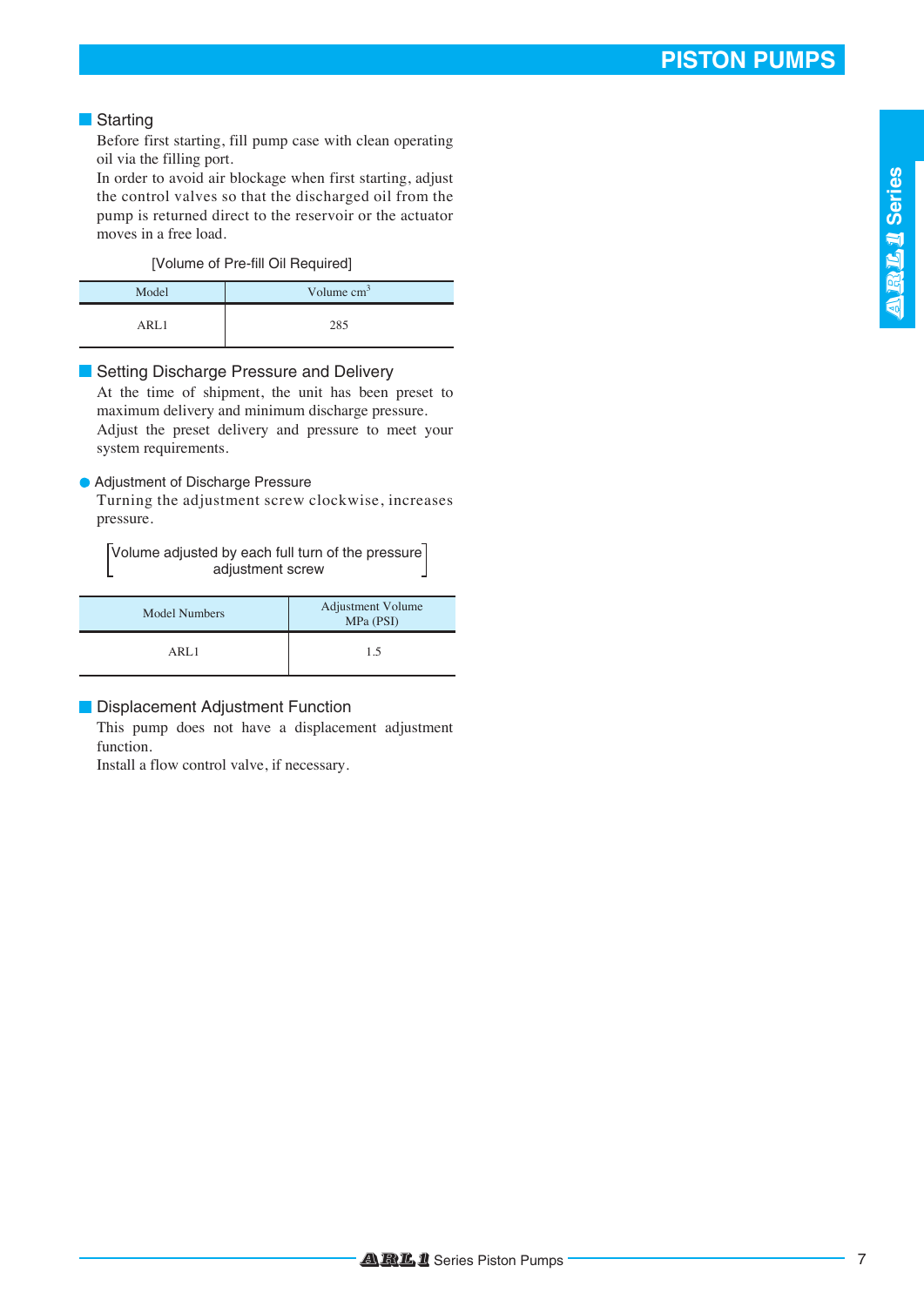## Starting

Before first starting, fill pump case with clean operating oil via the filling port.
In order to avoid air blockage when first starting, adjust the control valves so that the discharged oil from the pump is returned direct to the reservoir or the actuator moves in a free load.

[Volume of Pre-fill Oil Required]

| Model | Volume $cm^3$ |
|---|---|
| ARL1 | 285 |

## Setting Discharge Pressure and Delivery

At the time of shipment, the unit has been preset to maximum delivery and minimum discharge pressure.
Adjust the preset delivery and pressure to meet your system requirements.

### Adjustment of Discharge Pressure

Turning the adjustment screw clockwise, increases pressure.

[Volume adjusted by each full turn of the pressure adjustment screw]

| Model Numbers | Adjustment Volume MPa (PSI) |
|---|---|
| ARL1 | 1.5 |

## Displacement Adjustment Function

This pump does not have a displacement adjustment function.
Install a flow control valve, if necessary.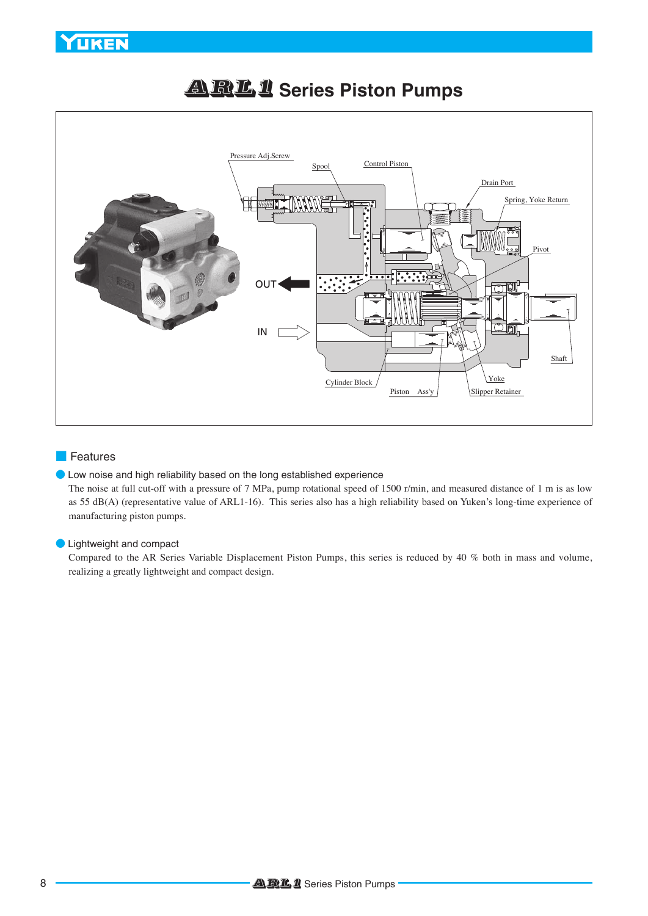# ARL1 Series Piston Pumps

Pressure Adj.Screw

Spool

Control Piston

Drain Port

Spring, Yoke Return

Pivot

OUT

IN

Shaft

Cylinder Block

Piston Ass'y

Yoke

Slipper Retainer

## Features

● Low noise and high reliability based on the long established experience

The noise at full cut-off with a pressure of 7 MPa, pump rotational speed of 1500 r/min, and measured distance of 1 m is as low as 55 dB(A) (representative value of ARL1-16). This series also has a high reliability based on Yuken's long-time experience of manufacturing piston pumps.

● Lightweight and compact

Compared to the AR Series Variable Displacement Piston Pumps, this series is reduced by 40 % both in mass and volume, realizing a greatly lightweight and compact design.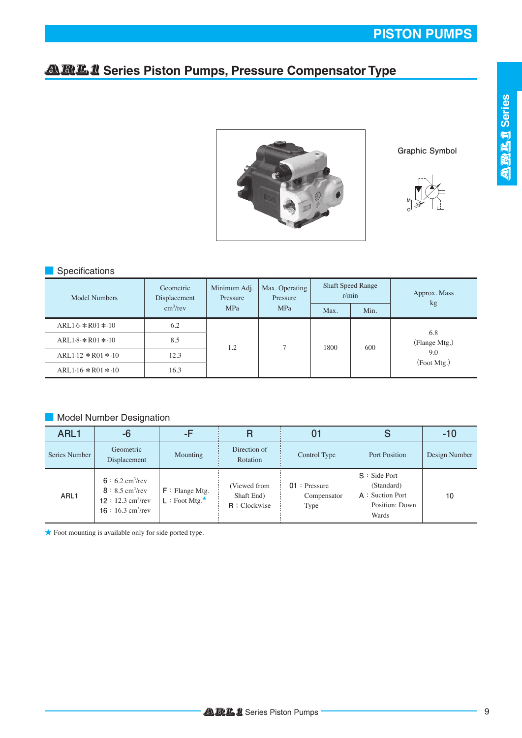# ARL1 Series Piston Pumps, Pressure Compensator Type

Graphic Symbol

## Specifications

| Model Numbers | Geometric Displacement cm³/rev | Minimum Adj. Pressure MPa | Max. Operating Pressure MPa | Shaft Speed Range r/min | | Approx. Mass kg |
|---|---|---|---|---|---|---|
| | | | | Max. | Min. | |
| ARL1-6-＊R01＊-10 | 6.2 | 1.2 | 7 | 1800 | 600 | 6.8 (Flange Mtg.) 9.0 (Foot Mtg.) |
| ARL1-8-＊R01＊-10 | 8.5 | | | | | |
| ARL1-12-＊R01＊-10 | 12.3 | | | | | |
| ARL1-16-＊R01＊-10 | 16.3 | | | | | |

## Model Number Designation

| ARL1 | -6 | -F | R | 01 | S | -10 |
|---|---|---|---|---|---|---|
| Series Number | Geometric Displacement | Mounting | Direction of Rotation | Control Type | Port Position | Design Number |
| ARL1 | 6 : 6.2 cm³/rev<br>8 : 8.5 cm³/rev<br>12 : 12.3 cm³/rev<br>16 : 16.3 cm³/rev | F : Flange Mtg.<br>L : Foot Mtg.★ | (Viewed from Shaft End)<br>R : Clockwise | 01 : Pressure Compensator Type | S : Side Port (Standard)<br>A : Suction Port Position: Down Wards | 10 |

★ Foot mounting is available only for side ported type.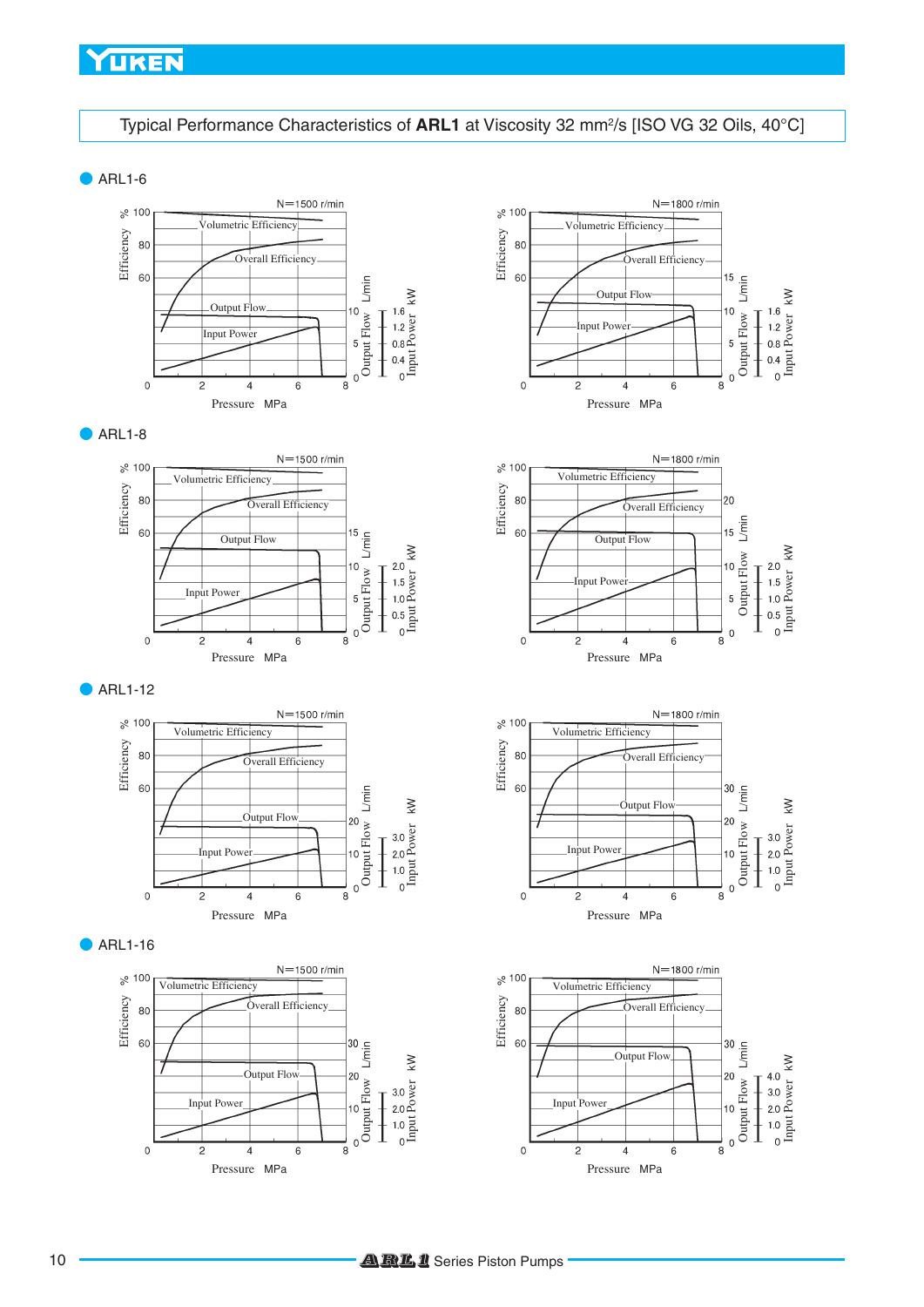## Typical Performance Characteristics of **ARL1** at Viscosity 32 mm²/s [ISO VG 32 Oils, 40°C]

### ● ARL1-6

N=1500 r/min

Efficiency % (60, 80, 100) — Volumetric Efficiency, Overall Efficiency, Output Flow, Input Power

Output Flow L/min (0, 5, 10) — Input Power kW (0, 0.4, 0.8, 1.2, 1.6)

Pressure MPa (0, 2, 4, 6, 8)

N=1800 r/min

Efficiency % (60, 80, 100) — Volumetric Efficiency, Overall Efficiency, Output Flow, Input Power

Output Flow L/min (0, 5, 10, 15) — Input Power kW (0, 0.4, 0.8, 1.2, 1.6)

Pressure MPa (0, 2, 4, 6, 8)

### ● ARL1-8

N=1500 r/min

Efficiency % (60, 80, 100) — Volumetric Efficiency, Overall Efficiency, Output Flow, Input Power

Output Flow L/min (0, 5, 10, 15) — Input Power kW (0, 0.5, 1.0, 1.5, 2.0)

Pressure MPa (0, 2, 4, 6, 8)

N=1800 r/min

Efficiency % (60, 80, 100) — Volumetric Efficiency, Overall Efficiency, Output Flow, Input Power

Output Flow L/min (0, 5, 10, 15, 20) — Input Power kW (0, 0.5, 1.0, 1.5, 2.0)

Pressure MPa (0, 2, 4, 6, 8)

### ● ARL1-12

N=1500 r/min

Efficiency % (60, 80, 100) — Volumetric Efficiency, Overall Efficiency, Output Flow, Input Power

Output Flow L/min (0, 10, 20) — Input Power kW (0, 1.0, 2.0, 3.0)

Pressure MPa (0, 2, 4, 6, 8)

N=1800 r/min

Efficiency % (60, 80, 100) — Volumetric Efficiency, Overall Efficiency, Output Flow, Input Power

Output Flow L/min (0, 10, 20, 30) — Input Power kW (0, 1.0, 2.0, 3.0)

Pressure MPa (0, 2, 4, 6, 8)

### ● ARL1-16

N=1500 r/min

Efficiency % (60, 80, 100) — Volumetric Efficiency, Overall Efficiency, Output Flow, Input Power

Output Flow L/min (0, 10, 20, 30) — Input Power kW (0, 1.0, 2.0, 3.0)

Pressure MPa (0, 2, 4, 6, 8)

N=1800 r/min

Efficiency % (60, 80, 100) — Volumetric Efficiency, Overall Efficiency, Output Flow, Input Power

Output Flow L/min (0, 10, 20, 30) — Input Power kW (0, 1.0, 2.0, 3.0, 4.0)

Pressure MPa (0, 2, 4, 6, 8)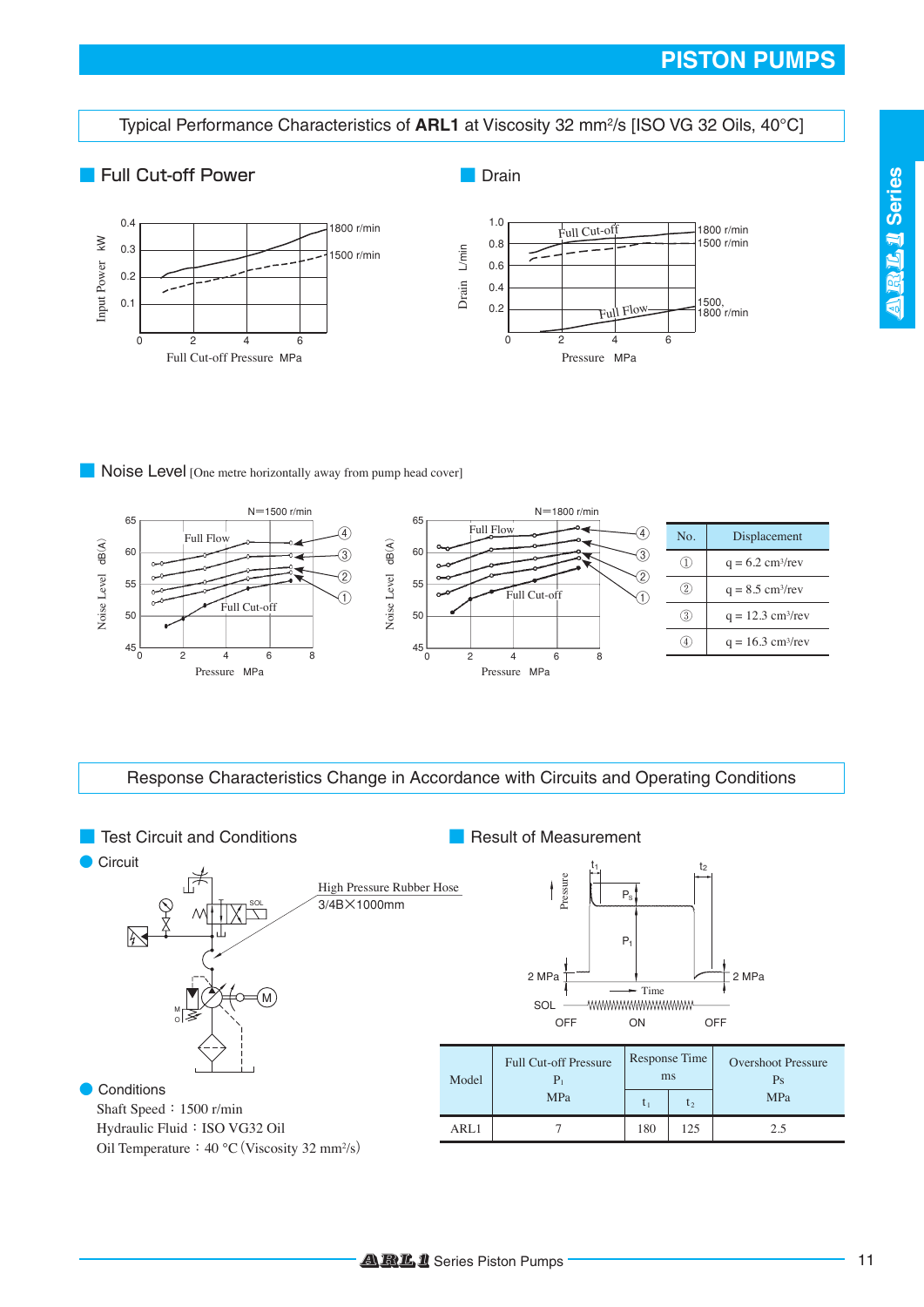# PISTON PUMPS

## Typical Performance Characteristics of **ARL1** at Viscosity 32 mm²/s [ISO VG 32 Oils, 40°C]

### Full Cut-off Power

### Drain

### Noise Level [One metre horizontally away from pump head cover]

| No. | Displacement |
|---|---|
| ① | q = 6.2 cm³/rev |
| ② | q = 8.5 cm³/rev |
| ③ | q = 12.3 cm³/rev |
| ④ | q = 16.3 cm³/rev |

## Response Characteristics Change in Accordance with Circuits and Operating Conditions

### Test Circuit and Conditions

#### Circuit

High Pressure Rubber Hose
3/4B×1000mm

#### Conditions

Shaft Speed : 1500 r/min
Hydraulic Fluid : ISO VG32 Oil
Oil Temperature : 40 °C (Viscosity 32 mm²/s)

### Result of Measurement

| Model | Full Cut-off Pressure $P_1$ MPa | Response Time ms | | Overshoot Pressure Ps MPa |
|---|---|---|---|---|
| | | $t_1$ | $t_2$ | |
| ARL1 | 7 | 180 | 125 | 2.5 |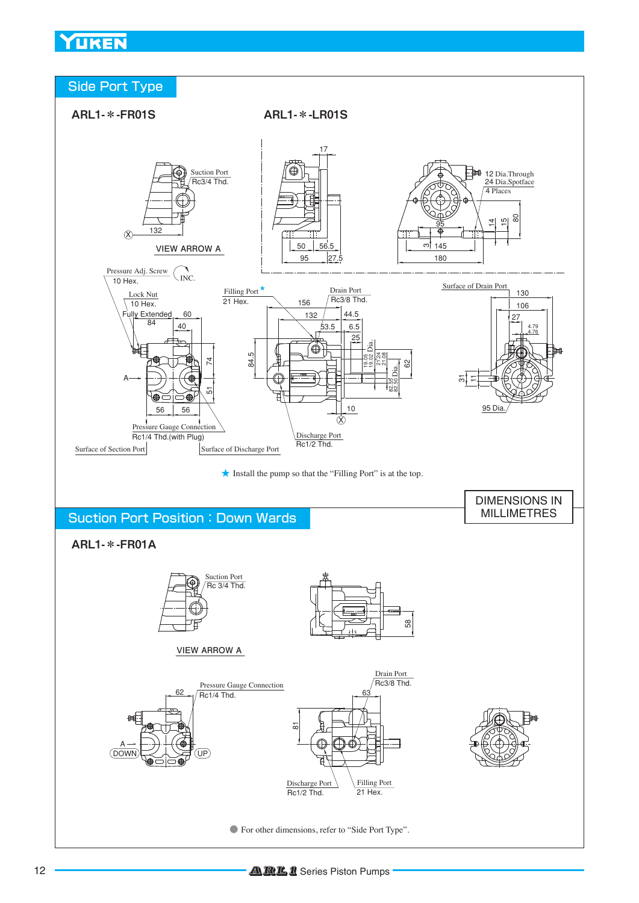## Side Port Type

### ARL1-＊-FR01S

### ARL1-＊-LR01S

Suction Port
Rc3/4 Thd.

VIEW ARROW A

12 Dia.Through
24 Dia.Spotface
4 Places

Pressure Adj. Screw
10 Hex.

INC.

Lock Nut
10 Hex.

Fully Extended

Filling Port ★
21 Hex.

Drain Port
Rc3/8 Thd.

Surface of Drain Port

95 Dia.

Pressure Gauge Connection
Rc1/4 Thd.(with Plug)

Surface of Section Port

Surface of Discharge Port

Discharge Port
Rc1/2 Thd.

★ Install the pump so that the "Filling Port" is at the top.

DIMENSIONS IN MILLIMETRES

## Suction Port Position : Down Wards

### ARL1-＊-FR01A

Suction Port
Rc 3/4 Thd.

VIEW ARROW A

Pressure Gauge Connection
Rc1/4 Thd.

DOWN

UP

Drain Port
Rc3/8 Thd.

Discharge Port
Rc1/2 Thd.

Filling Port
21 Hex.

● For other dimensions, refer to "Side Port Type".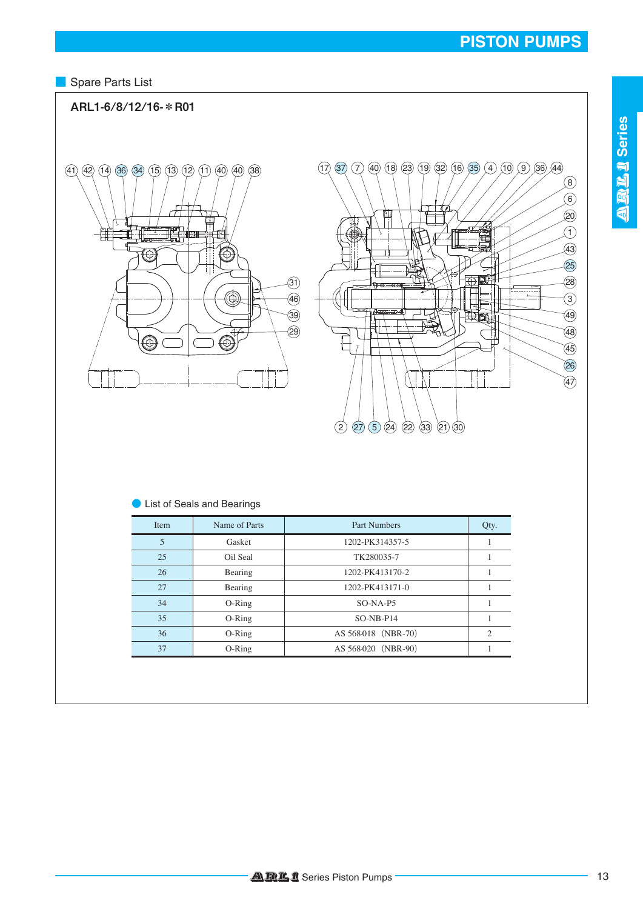## Spare Parts List

### ARL1-6/8/12/16-＊R01

41 42 14 36 34 15 13 12 11 40 40 38

31 46 39 29

17 37 7 40 18 23 19 32 16 35 4 10 9 36 44

8 6 20 1 43 25 28 3 49 48 45 26 47

2 27 5 24 22 33 21 30

### List of Seals and Bearings

| Item | Name of Parts | Part Numbers | Qty. |
|---|---|---|---|
| 5 | Gasket | 1202-PK314357-5 | 1 |
| 25 | Oil Seal | TK280035-7 | 1 |
| 26 | Bearing | 1202-PK413170-2 | 1 |
| 27 | Bearing | 1202-PK413171-0 | 1 |
| 34 | O-Ring | SO-NA-P5 | 1 |
| 35 | O-Ring | SO-NB-P14 | 1 |
| 36 | O-Ring | AS 568-018 (NBR-70) | 2 |
| 37 | O-Ring | AS 568-020 (NBR-90) | 1 |